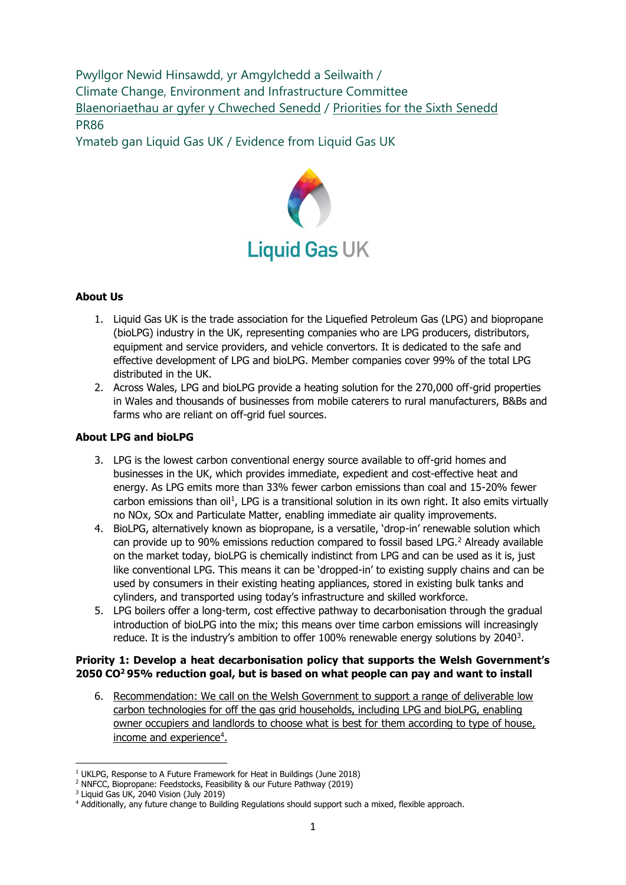Pwyllgor Newid Hinsawdd, yr Amgylchedd a Seilwaith /
Climate Change, Environment and Infrastructure Committee
Blaenoriaethau ar gyfer y Chweched Senedd / Priorities for the Sixth Senedd
PR86
Ymateb gan Liquid Gas UK / Evidence from Liquid Gas UK

Liquid Gas UK

**About Us**

1. Liquid Gas UK is the trade association for the Liquefied Petroleum Gas (LPG) and biopropane (bioLPG) industry in the UK, representing companies who are LPG producers, distributors, equipment and service providers, and vehicle convertors. It is dedicated to the safe and effective development of LPG and bioLPG. Member companies cover 99% of the total LPG distributed in the UK.
2. Across Wales, LPG and bioLPG provide a heating solution for the 270,000 off-grid properties in Wales and thousands of businesses from mobile caterers to rural manufacturers, B&Bs and farms who are reliant on off-grid fuel sources.

**About LPG and bioLPG**

3. LPG is the lowest carbon conventional energy source available to off-grid homes and businesses in the UK, which provides immediate, expedient and cost-effective heat and energy. As LPG emits more than 33% fewer carbon emissions than coal and 15-20% fewer carbon emissions than oil[1], LPG is a transitional solution in its own right. It also emits virtually no NOx, SOx and Particulate Matter, enabling immediate air quality improvements.
4. BioLPG, alternatively known as biopropane, is a versatile, 'drop-in' renewable solution which can provide up to 90% emissions reduction compared to fossil based LPG.[2] Already available on the market today, bioLPG is chemically indistinct from LPG and can be used as it is, just like conventional LPG. This means it can be 'dropped-in' to existing supply chains and can be used by consumers in their existing heating appliances, stored in existing bulk tanks and cylinders, and transported using today's infrastructure and skilled workforce.
5. LPG boilers offer a long-term, cost effective pathway to decarbonisation through the gradual introduction of bioLPG into the mix; this means over time carbon emissions will increasingly reduce. It is the industry's ambition to offer 100% renewable energy solutions by 2040[3].

**Priority 1: Develop a heat decarbonisation policy that supports the Welsh Government's 2050 CO[2] 95% reduction goal, but is based on what people can pay and want to install**

6. Recommendation: We call on the Welsh Government to support a range of deliverable low carbon technologies for off the gas grid households, including LPG and bioLPG, enabling owner occupiers and landlords to choose what is best for them according to type of house, income and experience[4].

---

[1] UKLPG, Response to A Future Framework for Heat in Buildings (June 2018)
[2] NNFCC, Biopropane: Feedstocks, Feasibility & our Future Pathway (2019)
[3] Liquid Gas UK, 2040 Vision (July 2019)
[4] Additionally, any future change to Building Regulations should support such a mixed, flexible approach.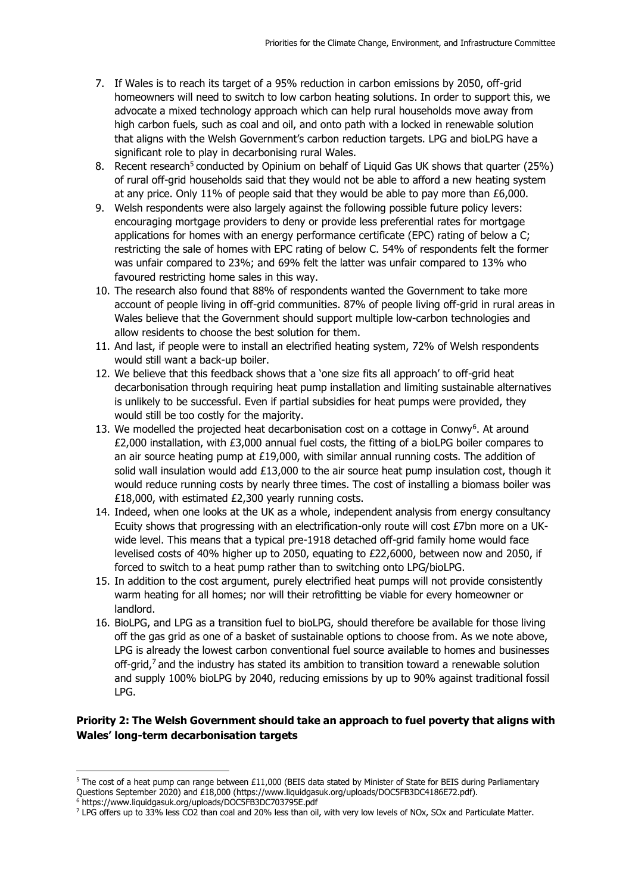7. If Wales is to reach its target of a 95% reduction in carbon emissions by 2050, off-grid homeowners will need to switch to low carbon heating solutions. In order to support this, we advocate a mixed technology approach which can help rural households move away from high carbon fuels, such as coal and oil, and onto path with a locked in renewable solution that aligns with the Welsh Government's carbon reduction targets. LPG and bioLPG have a significant role to play in decarbonising rural Wales.
8. Recent research[5] conducted by Opinium on behalf of Liquid Gas UK shows that quarter (25%) of rural off-grid households said that they would not be able to afford a new heating system at any price. Only 11% of people said that they would be able to pay more than £6,000.
9. Welsh respondents were also largely against the following possible future policy levers: encouraging mortgage providers to deny or provide less preferential rates for mortgage applications for homes with an energy performance certificate (EPC) rating of below a C; restricting the sale of homes with EPC rating of below C. 54% of respondents felt the former was unfair compared to 23%; and 69% felt the latter was unfair compared to 13% who favoured restricting home sales in this way.
10. The research also found that 88% of respondents wanted the Government to take more account of people living in off-grid communities. 87% of people living off-grid in rural areas in Wales believe that the Government should support multiple low-carbon technologies and allow residents to choose the best solution for them.
11. And last, if people were to install an electrified heating system, 72% of Welsh respondents would still want a back-up boiler.
12. We believe that this feedback shows that a 'one size fits all approach' to off-grid heat decarbonisation through requiring heat pump installation and limiting sustainable alternatives is unlikely to be successful. Even if partial subsidies for heat pumps were provided, they would still be too costly for the majority.
13. We modelled the projected heat decarbonisation cost on a cottage in Conwy[6]. At around £2,000 installation, with £3,000 annual fuel costs, the fitting of a bioLPG boiler compares to an air source heating pump at £19,000, with similar annual running costs. The addition of solid wall insulation would add £13,000 to the air source heat pump insulation cost, though it would reduce running costs by nearly three times. The cost of installing a biomass boiler was £18,000, with estimated £2,300 yearly running costs.
14. Indeed, when one looks at the UK as a whole, independent analysis from energy consultancy Ecuity shows that progressing with an electrification-only route will cost £7bn more on a UK-wide level. This means that a typical pre-1918 detached off-grid family home would face levelised costs of 40% higher up to 2050, equating to £22,6000, between now and 2050, if forced to switch to a heat pump rather than to switching onto LPG/bioLPG.
15. In addition to the cost argument, purely electrified heat pumps will not provide consistently warm heating for all homes; nor will their retrofitting be viable for every homeowner or landlord.
16. BioLPG, and LPG as a transition fuel to bioLPG, should therefore be available for those living off the gas grid as one of a basket of sustainable options to choose from. As we note above, LPG is already the lowest carbon conventional fuel source available to homes and businesses off-grid,[7] and the industry has stated its ambition to transition toward a renewable solution and supply 100% bioLPG by 2040, reducing emissions by up to 90% against traditional fossil LPG.

**Priority 2: The Welsh Government should take an approach to fuel poverty that aligns with Wales' long-term decarbonisation targets**

---

[5] The cost of a heat pump can range between £11,000 (BEIS data stated by Minister of State for BEIS during Parliamentary Questions September 2020) and £18,000 (https://www.liquidgasuk.org/uploads/DOC5FB3DC4186E72.pdf).

[6] https://www.liquidgasuk.org/uploads/DOC5FB3DC703795E.pdf

[7] LPG offers up to 33% less $CO_2$ than coal and 20% less than oil, with very low levels of $NO_x$, $SO_x$ and Particulate Matter.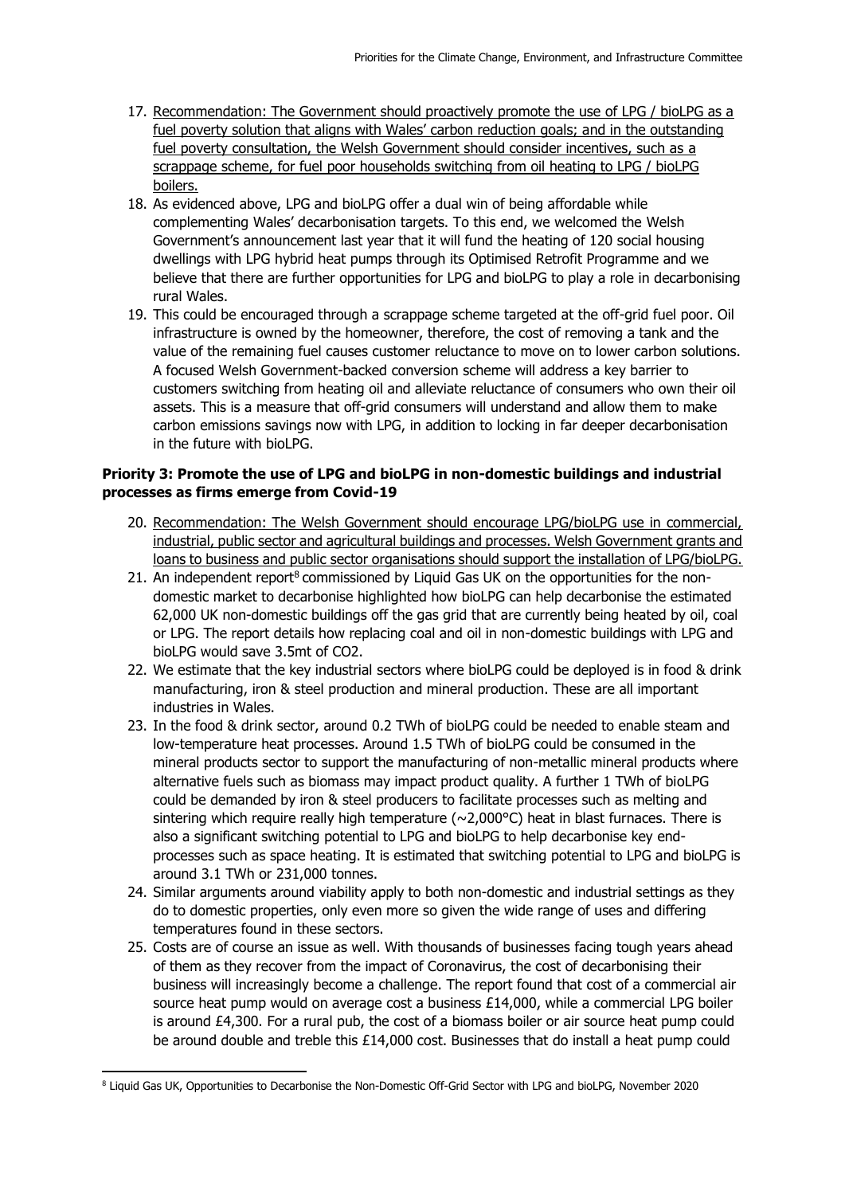17. <u>Recommendation: The Government should proactively promote the use of LPG / bioLPG as a fuel poverty solution that aligns with Wales' carbon reduction goals; and in the outstanding fuel poverty consultation, the Welsh Government should consider incentives, such as a scrappage scheme, for fuel poor households switching from oil heating to LPG / bioLPG boilers.</u>
18. As evidenced above, LPG and bioLPG offer a dual win of being affordable while complementing Wales' decarbonisation targets. To this end, we welcomed the Welsh Government's announcement last year that it will fund the heating of 120 social housing dwellings with LPG hybrid heat pumps through its Optimised Retrofit Programme and we believe that there are further opportunities for LPG and bioLPG to play a role in decarbonising rural Wales.
19. This could be encouraged through a scrappage scheme targeted at the off-grid fuel poor. Oil infrastructure is owned by the homeowner, therefore, the cost of removing a tank and the value of the remaining fuel causes customer reluctance to move on to lower carbon solutions. A focused Welsh Government-backed conversion scheme will address a key barrier to customers switching from heating oil and alleviate reluctance of consumers who own their oil assets. This is a measure that off-grid consumers will understand and allow them to make carbon emissions savings now with LPG, in addition to locking in far deeper decarbonisation in the future with bioLPG.

**Priority 3: Promote the use of LPG and bioLPG in non-domestic buildings and industrial processes as firms emerge from Covid-19**

20. <u>Recommendation: The Welsh Government should encourage LPG/bioLPG use in commercial, industrial, public sector and agricultural buildings and processes. Welsh Government grants and loans to business and public sector organisations should support the installation of LPG/bioLPG.</u>
21. An independent report[8] commissioned by Liquid Gas UK on the opportunities for the non-domestic market to decarbonise highlighted how bioLPG can help decarbonise the estimated 62,000 UK non-domestic buildings off the gas grid that are currently being heated by oil, coal or LPG. The report details how replacing coal and oil in non-domestic buildings with LPG and bioLPG would save 3.5mt of $CO_2$.
22. We estimate that the key industrial sectors where bioLPG could be deployed is in food & drink manufacturing, iron & steel production and mineral production. These are all important industries in Wales.
23. In the food & drink sector, around 0.2 TWh of bioLPG could be needed to enable steam and low-temperature heat processes. Around 1.5 TWh of bioLPG could be consumed in the mineral products sector to support the manufacturing of non-metallic mineral products where alternative fuels such as biomass may impact product quality. A further 1 TWh of bioLPG could be demanded by iron & steel producers to facilitate processes such as melting and sintering which require really high temperature (~2,000°C) heat in blast furnaces. There is also a significant switching potential to LPG and bioLPG to help decarbonise key end-processes such as space heating. It is estimated that switching potential to LPG and bioLPG is around 3.1 TWh or 231,000 tonnes.
24. Similar arguments around viability apply to both non-domestic and industrial settings as they do to domestic properties, only even more so given the wide range of uses and differing temperatures found in these sectors.
25. Costs are of course an issue as well. With thousands of businesses facing tough years ahead of them as they recover from the impact of Coronavirus, the cost of decarbonising their business will increasingly become a challenge. The report found that cost of a commercial air source heat pump would on average cost a business £14,000, while a commercial LPG boiler is around £4,300. For a rural pub, the cost of a biomass boiler or air source heat pump could be around double and treble this £14,000 cost. Businesses that do install a heat pump could

[8] Liquid Gas UK, Opportunities to Decarbonise the Non-Domestic Off-Grid Sector with LPG and bioLPG, November 2020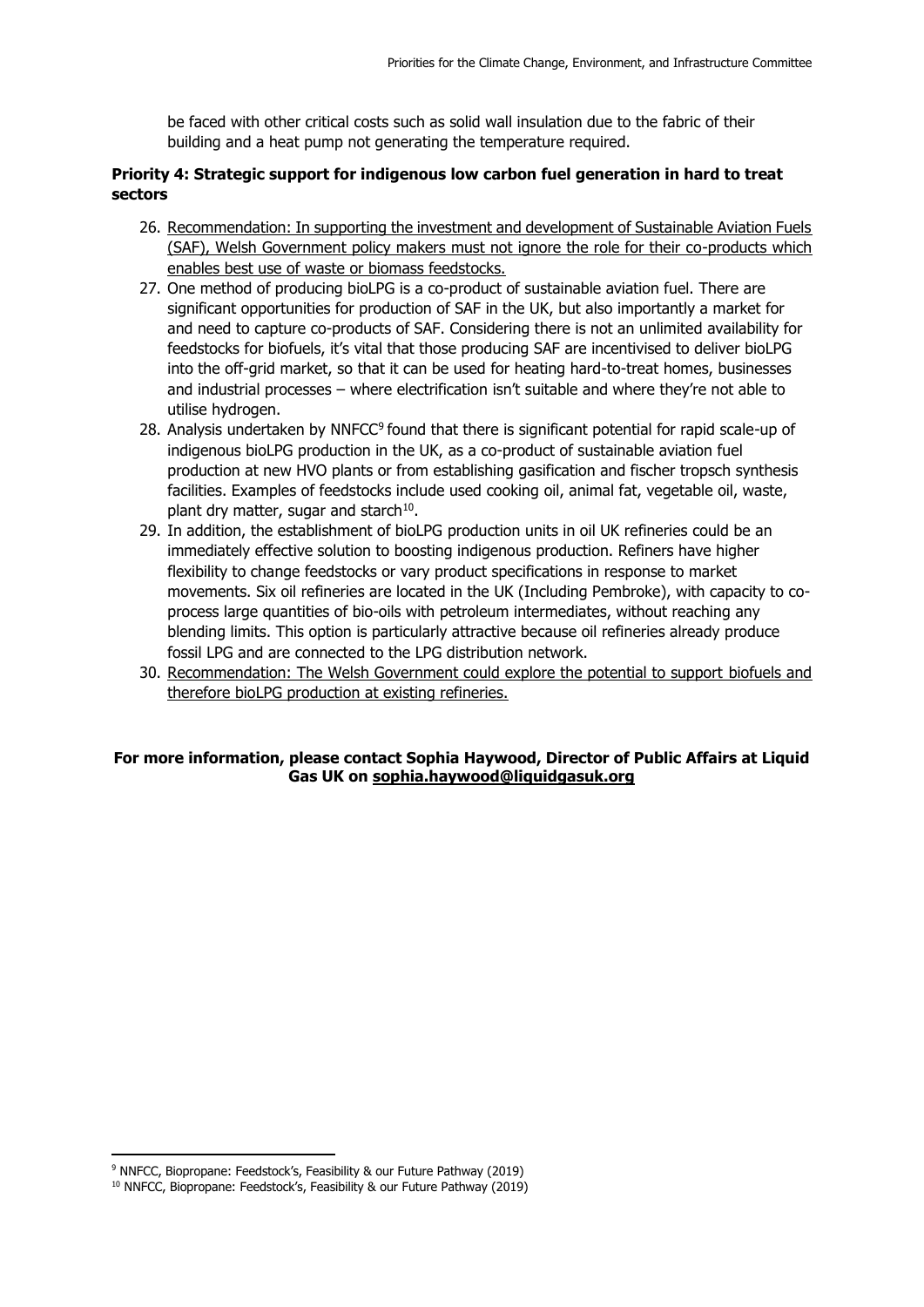be faced with other critical costs such as solid wall insulation due to the fabric of their building and a heat pump not generating the temperature required.

**Priority 4: Strategic support for indigenous low carbon fuel generation in hard to treat sectors**

26. Recommendation: In supporting the investment and development of Sustainable Aviation Fuels (SAF), Welsh Government policy makers must not ignore the role for their co-products which enables best use of waste or biomass feedstocks.
27. One method of producing bioLPG is a co-product of sustainable aviation fuel. There are significant opportunities for production of SAF in the UK, but also importantly a market for and need to capture co-products of SAF. Considering there is not an unlimited availability for feedstocks for biofuels, it's vital that those producing SAF are incentivised to deliver bioLPG into the off-grid market, so that it can be used for heating hard-to-treat homes, businesses and industrial processes – where electrification isn't suitable and where they're not able to utilise hydrogen.
28. Analysis undertaken by NNFCC[9] found that there is significant potential for rapid scale-up of indigenous bioLPG production in the UK, as a co-product of sustainable aviation fuel production at new HVO plants or from establishing gasification and fischer tropsch synthesis facilities. Examples of feedstocks include used cooking oil, animal fat, vegetable oil, waste, plant dry matter, sugar and starch[10].
29. In addition, the establishment of bioLPG production units in oil UK refineries could be an immediately effective solution to boosting indigenous production. Refiners have higher flexibility to change feedstocks or vary product specifications in response to market movements. Six oil refineries are located in the UK (Including Pembroke), with capacity to co-process large quantities of bio-oils with petroleum intermediates, without reaching any blending limits. This option is particularly attractive because oil refineries already produce fossil LPG and are connected to the LPG distribution network.
30. Recommendation: The Welsh Government could explore the potential to support biofuels and therefore bioLPG production at existing refineries.

**For more information, please contact Sophia Haywood, Director of Public Affairs at Liquid Gas UK on sophia.haywood@liquidgasuk.org**

[9] NNFCC, Biopropane: Feedstock's, Feasibility & our Future Pathway (2019)

[10] NNFCC, Biopropane: Feedstock's, Feasibility & our Future Pathway (2019)